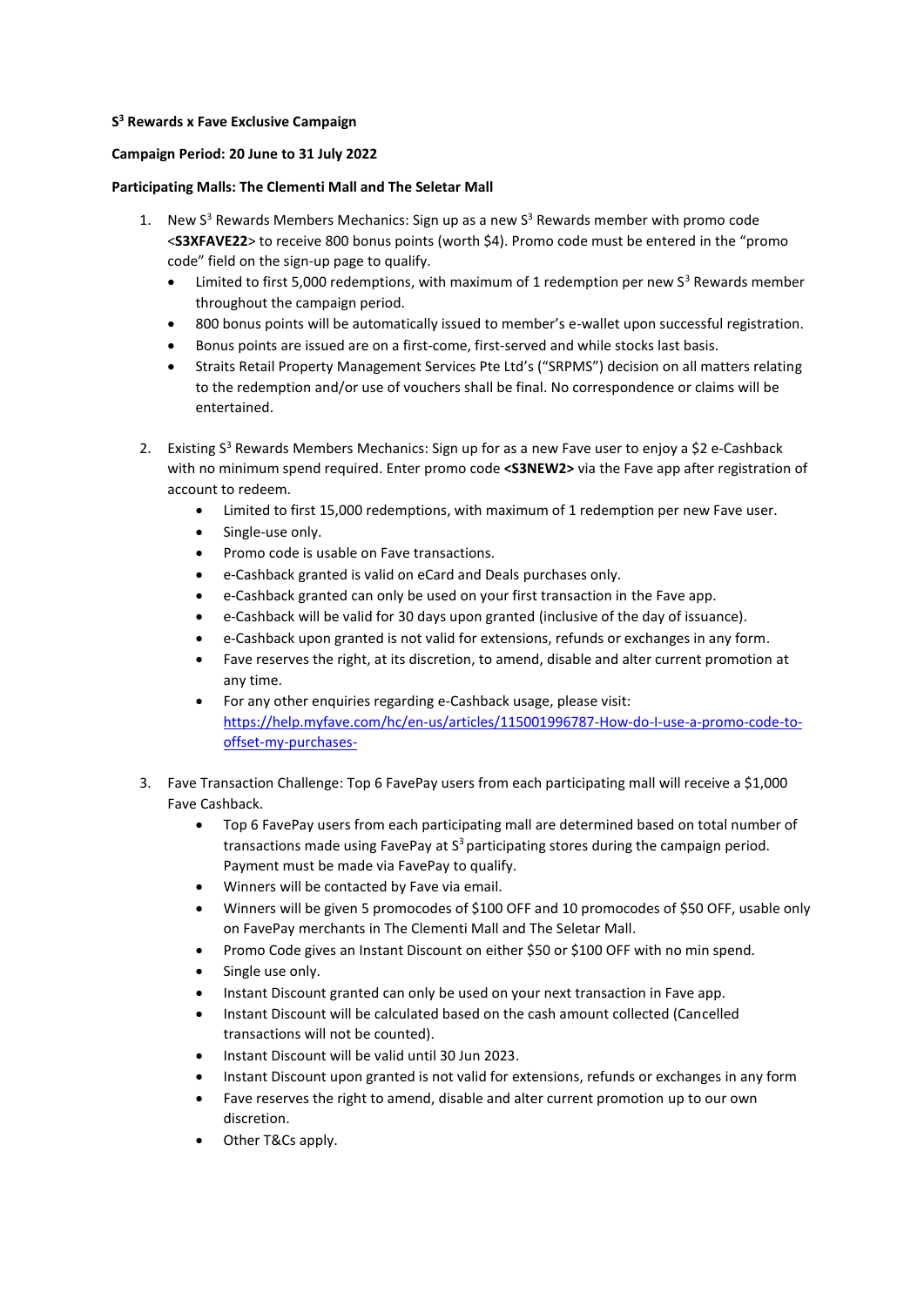**S³ Rewards x Fave Exclusive Campaign**

**Campaign Period: 20 June to 31 July 2022**

**Participating Malls: The Clementi Mall and The Seletar Mall**

1. New S³ Rewards Members Mechanics: Sign up as a new S³ Rewards member with promo code <**S3XFAVE22**> to receive 800 bonus points (worth $4). Promo code must be entered in the "promo code" field on the sign-up page to qualify.
   - Limited to first 5,000 redemptions, with maximum of 1 redemption per new S³ Rewards member throughout the campaign period.
   - 800 bonus points will be automatically issued to member's e-wallet upon successful registration.
   - Bonus points are issued are on a first-come, first-served and while stocks last basis.
   - Straits Retail Property Management Services Pte Ltd's ("SRPMS") decision on all matters relating to the redemption and/or use of vouchers shall be final. No correspondence or claims will be entertained.

2. Existing S³ Rewards Members Mechanics: Sign up for as a new Fave user to enjoy a $2 e-Cashback with no minimum spend required. Enter promo code **<S3NEW2>** via the Fave app after registration of account to redeem.
   - Limited to first 15,000 redemptions, with maximum of 1 redemption per new Fave user.
   - Single-use only.
   - Promo code is usable on Fave transactions.
   - e-Cashback granted is valid on eCard and Deals purchases only.
   - e-Cashback granted can only be used on your first transaction in the Fave app.
   - e-Cashback will be valid for 30 days upon granted (inclusive of the day of issuance).
   - e-Cashback upon granted is not valid for extensions, refunds or exchanges in any form.
   - Fave reserves the right, at its discretion, to amend, disable and alter current promotion at any time.
   - For any other enquiries regarding e-Cashback usage, please visit: https://help.myfave.com/hc/en-us/articles/115001996787-How-do-I-use-a-promo-code-to-offset-my-purchases-

3. Fave Transaction Challenge: Top 6 FavePay users from each participating mall will receive a $1,000 Fave Cashback.
   - Top 6 FavePay users from each participating mall are determined based on total number of transactions made using FavePay at S³ participating stores during the campaign period. Payment must be made via FavePay to qualify.
   - Winners will be contacted by Fave via email.
   - Winners will be given 5 promocodes of $100 OFF and 10 promocodes of $50 OFF, usable only on FavePay merchants in The Clementi Mall and The Seletar Mall.
   - Promo Code gives an Instant Discount on either $50 or $100 OFF with no min spend.
   - Single use only.
   - Instant Discount granted can only be used on your next transaction in Fave app.
   - Instant Discount will be calculated based on the cash amount collected (Cancelled transactions will not be counted).
   - Instant Discount will be valid until 30 Jun 2023.
   - Instant Discount upon granted is not valid for extensions, refunds or exchanges in any form
   - Fave reserves the right to amend, disable and alter current promotion up to our own discretion.
   - Other T&Cs apply.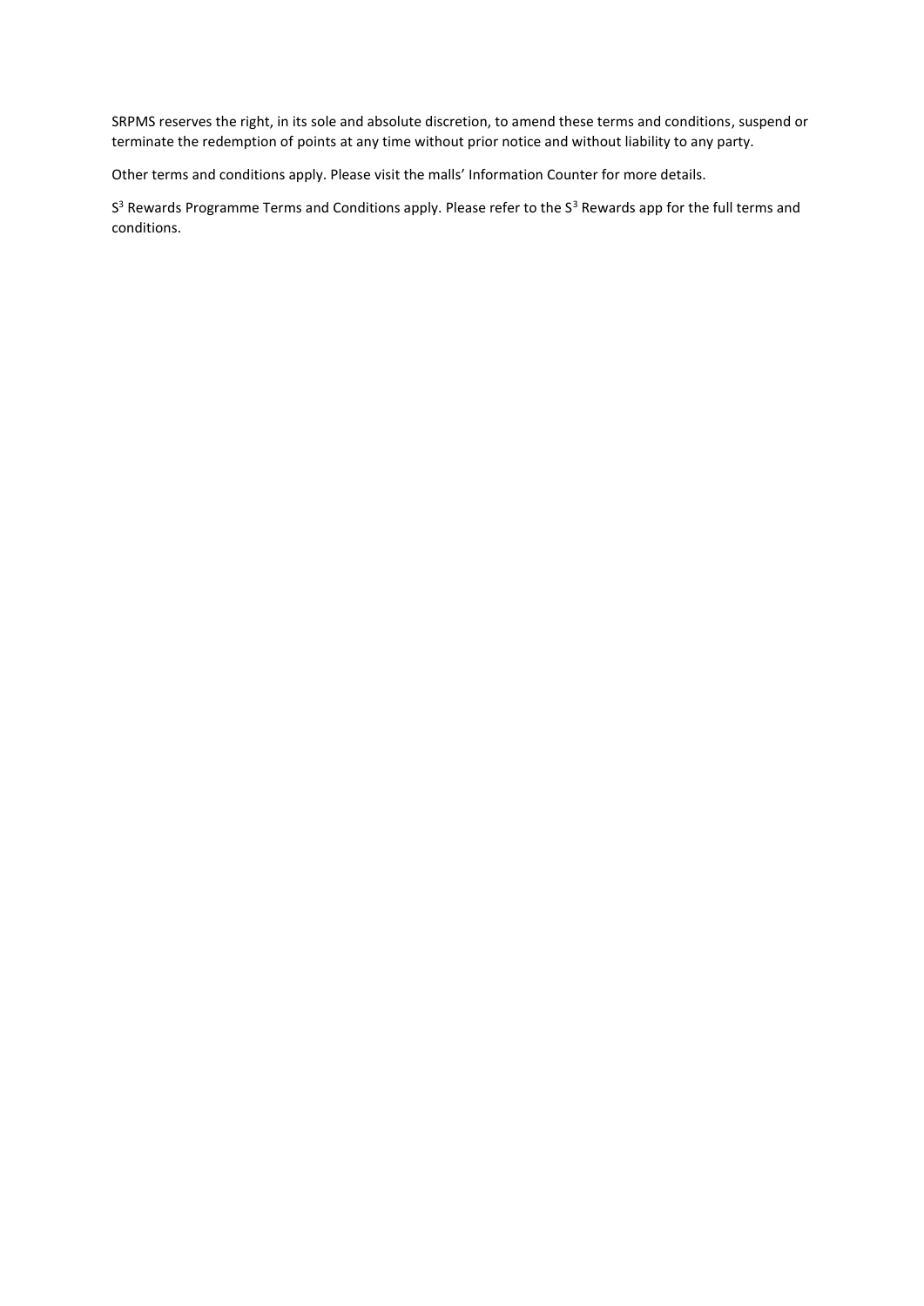SRPMS reserves the right, in its sole and absolute discretion, to amend these terms and conditions, suspend or terminate the redemption of points at any time without prior notice and without liability to any party.

Other terms and conditions apply. Please visit the malls' Information Counter for more details.

$S^3$ Rewards Programme Terms and Conditions apply. Please refer to the $S^3$ Rewards app for the full terms and conditions.